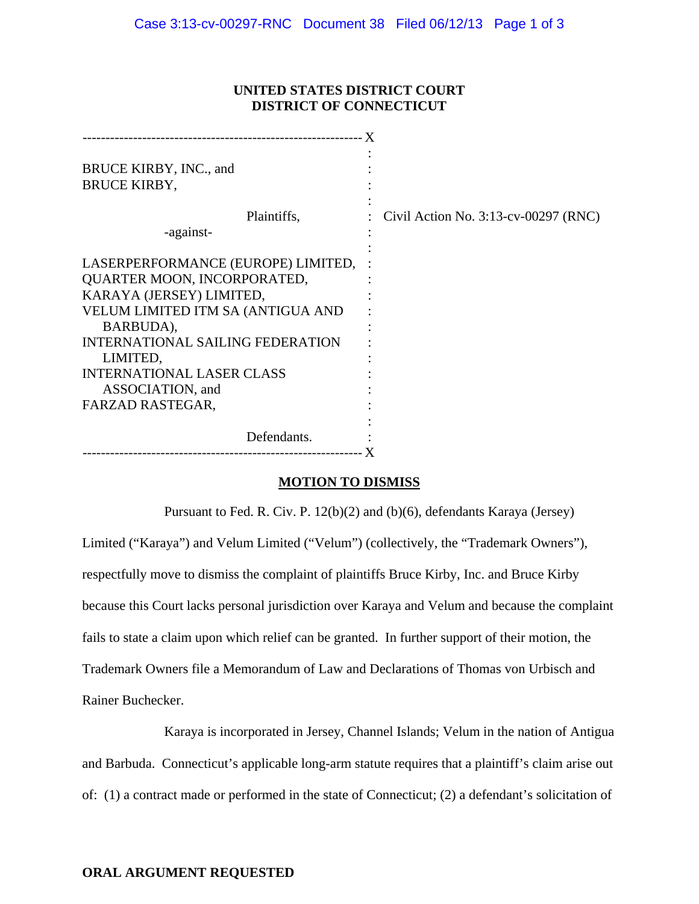**UNITED STATES DISTRICT COURT**
**DISTRICT OF CONNECTICUT**

| | | |
|---|---|---|
| BRUCE KIRBY, INC., and BRUCE KIRBY,<br><br>Plaintiffs,<br><br>-against-<br><br>LASERPERFORMANCE (EUROPE) LIMITED, QUARTER MOON, INCORPORATED, KARAYA (JERSEY) LIMITED, VELUM LIMITED ITM SA (ANTIGUA AND BARBUDA), INTERNATIONAL SAILING FEDERATION LIMITED, INTERNATIONAL LASER CLASS ASSOCIATION, and FARZAD RASTEGAR,<br><br>Defendants. | : | Civil Action No. 3:13-cv-00297 (RNC) |

**MOTION TO DISMISS**

Pursuant to Fed. R. Civ. P. 12(b)(2) and (b)(6), defendants Karaya (Jersey) Limited ("Karaya") and Velum Limited ("Velum") (collectively, the "Trademark Owners"), respectfully move to dismiss the complaint of plaintiffs Bruce Kirby, Inc. and Bruce Kirby because this Court lacks personal jurisdiction over Karaya and Velum and because the complaint fails to state a claim upon which relief can be granted. In further support of their motion, the Trademark Owners file a Memorandum of Law and Declarations of Thomas von Urbisch and Rainer Buchecker.

Karaya is incorporated in Jersey, Channel Islands; Velum in the nation of Antigua and Barbuda. Connecticut's applicable long-arm statute requires that a plaintiff's claim arise out of: (1) a contract made or performed in the state of Connecticut; (2) a defendant's solicitation of

**ORAL ARGUMENT REQUESTED**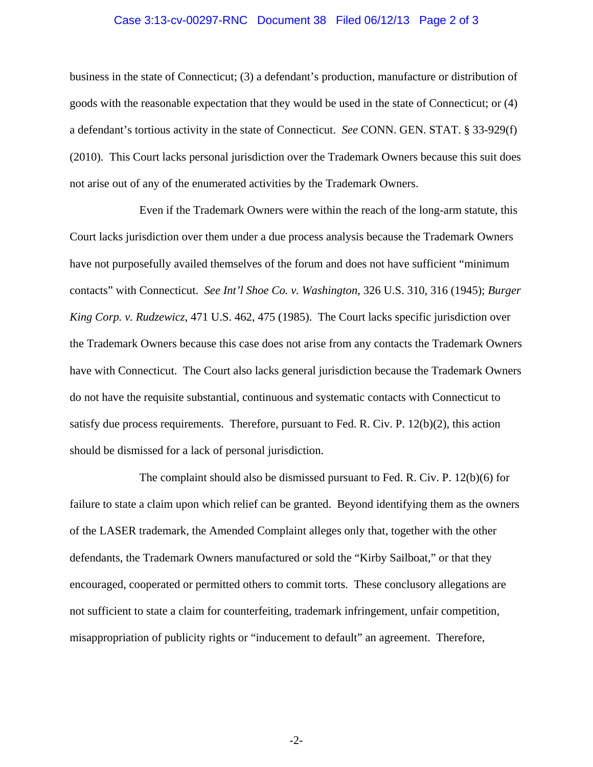business in the state of Connecticut; (3) a defendant's production, manufacture or distribution of goods with the reasonable expectation that they would be used in the state of Connecticut; or (4) a defendant's tortious activity in the state of Connecticut. *See* CONN. GEN. STAT. § 33-929(f) (2010). This Court lacks personal jurisdiction over the Trademark Owners because this suit does not arise out of any of the enumerated activities by the Trademark Owners.

Even if the Trademark Owners were within the reach of the long-arm statute, this Court lacks jurisdiction over them under a due process analysis because the Trademark Owners have not purposefully availed themselves of the forum and does not have sufficient "minimum contacts" with Connecticut. *See Int'l Shoe Co. v. Washington*, 326 U.S. 310, 316 (1945); *Burger King Corp. v. Rudzewicz*, 471 U.S. 462, 475 (1985). The Court lacks specific jurisdiction over the Trademark Owners because this case does not arise from any contacts the Trademark Owners have with Connecticut. The Court also lacks general jurisdiction because the Trademark Owners do not have the requisite substantial, continuous and systematic contacts with Connecticut to satisfy due process requirements. Therefore, pursuant to Fed. R. Civ. P. 12(b)(2), this action should be dismissed for a lack of personal jurisdiction.

The complaint should also be dismissed pursuant to Fed. R. Civ. P. 12(b)(6) for failure to state a claim upon which relief can be granted. Beyond identifying them as the owners of the LASER trademark, the Amended Complaint alleges only that, together with the other defendants, the Trademark Owners manufactured or sold the "Kirby Sailboat," or that they encouraged, cooperated or permitted others to commit torts. These conclusory allegations are not sufficient to state a claim for counterfeiting, trademark infringement, unfair competition, misappropriation of publicity rights or "inducement to default" an agreement. Therefore,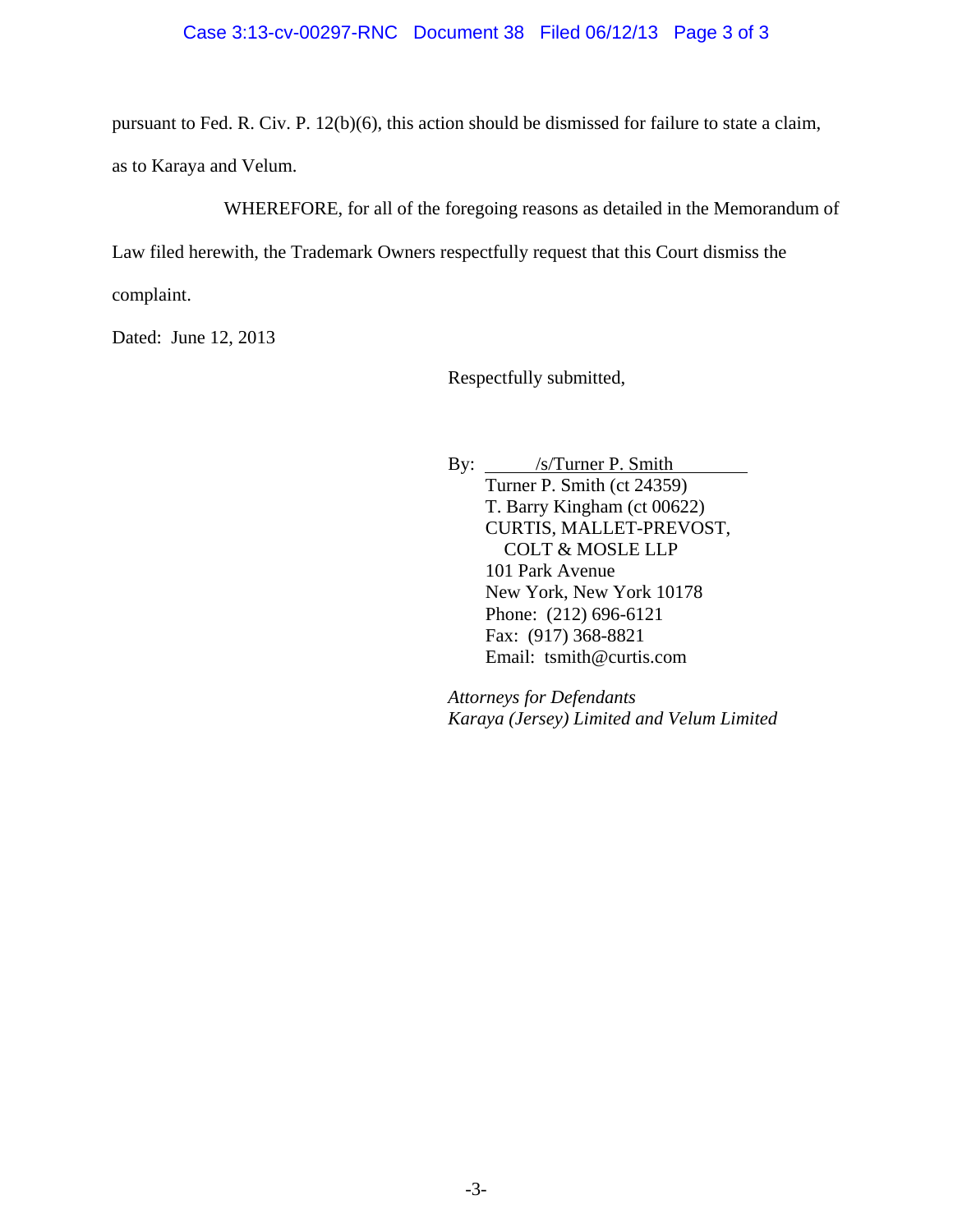pursuant to Fed. R. Civ. P. 12(b)(6), this action should be dismissed for failure to state a claim, as to Karaya and Velum.

WHEREFORE, for all of the foregoing reasons as detailed in the Memorandum of Law filed herewith, the Trademark Owners respectfully request that this Court dismiss the complaint.

Dated: June 12, 2013

Respectfully submitted,

By: /s/Turner P. Smith
Turner P. Smith (ct 24359)
T. Barry Kingham (ct 00622)
CURTIS, MALLET-PREVOST,
COLT & MOSLE LLP
101 Park Avenue
New York, New York 10178
Phone: (212) 696-6121
Fax: (917) 368-8821
Email: tsmith@curtis.com

*Attorneys for Defendants*
*Karaya (Jersey) Limited and Velum Limited*